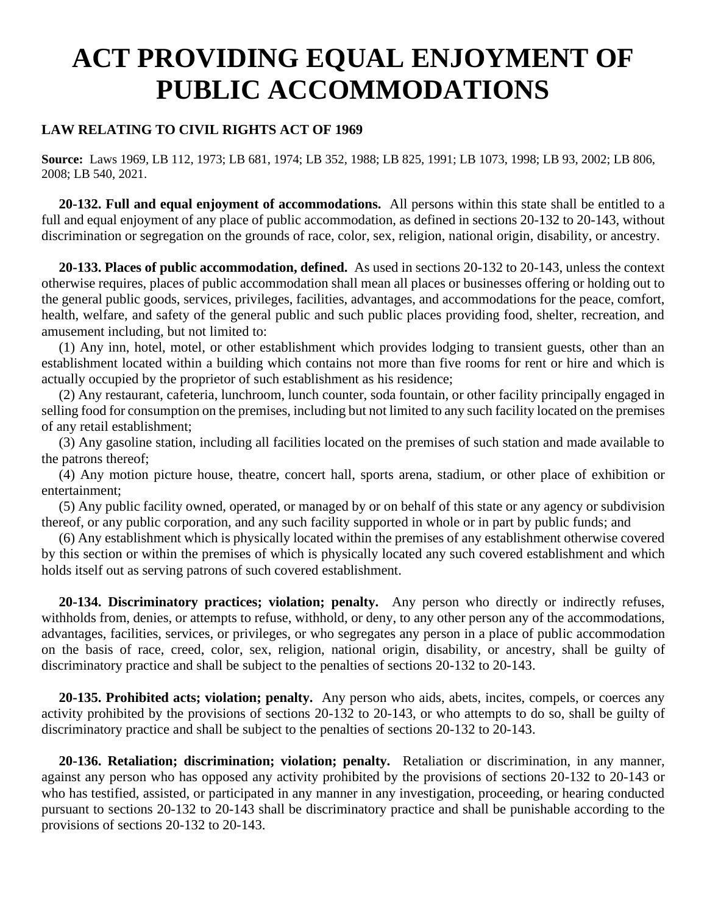# ACT PROVIDING EQUAL ENJOYMENT OF PUBLIC ACCOMMODATIONS

### LAW RELATING TO CIVIL RIGHTS ACT OF 1969

**Source:** Laws 1969, LB 112, 1973; LB 681, 1974; LB 352, 1988; LB 825, 1991; LB 1073, 1998; LB 93, 2002; LB 806, 2008; LB 540, 2021.

**20-132. Full and equal enjoyment of accommodations.** All persons within this state shall be entitled to a full and equal enjoyment of any place of public accommodation, as defined in sections 20-132 to 20-143, without discrimination or segregation on the grounds of race, color, sex, religion, national origin, disability, or ancestry.

**20-133. Places of public accommodation, defined.** As used in sections 20-132 to 20-143, unless the context otherwise requires, places of public accommodation shall mean all places or businesses offering or holding out to the general public goods, services, privileges, facilities, advantages, and accommodations for the peace, comfort, health, welfare, and safety of the general public and such public places providing food, shelter, recreation, and amusement including, but not limited to:

(1) Any inn, hotel, motel, or other establishment which provides lodging to transient guests, other than an establishment located within a building which contains not more than five rooms for rent or hire and which is actually occupied by the proprietor of such establishment as his residence;

(2) Any restaurant, cafeteria, lunchroom, lunch counter, soda fountain, or other facility principally engaged in selling food for consumption on the premises, including but not limited to any such facility located on the premises of any retail establishment;

(3) Any gasoline station, including all facilities located on the premises of such station and made available to the patrons thereof;

(4) Any motion picture house, theatre, concert hall, sports arena, stadium, or other place of exhibition or entertainment;

(5) Any public facility owned, operated, or managed by or on behalf of this state or any agency or subdivision thereof, or any public corporation, and any such facility supported in whole or in part by public funds; and

(6) Any establishment which is physically located within the premises of any establishment otherwise covered by this section or within the premises of which is physically located any such covered establishment and which holds itself out as serving patrons of such covered establishment.

**20-134. Discriminatory practices; violation; penalty.** Any person who directly or indirectly refuses, withholds from, denies, or attempts to refuse, withhold, or deny, to any other person any of the accommodations, advantages, facilities, services, or privileges, or who segregates any person in a place of public accommodation on the basis of race, creed, color, sex, religion, national origin, disability, or ancestry, shall be guilty of discriminatory practice and shall be subject to the penalties of sections 20-132 to 20-143.

**20-135. Prohibited acts; violation; penalty.** Any person who aids, abets, incites, compels, or coerces any activity prohibited by the provisions of sections 20-132 to 20-143, or who attempts to do so, shall be guilty of discriminatory practice and shall be subject to the penalties of sections 20-132 to 20-143.

**20-136. Retaliation; discrimination; violation; penalty.** Retaliation or discrimination, in any manner, against any person who has opposed any activity prohibited by the provisions of sections 20-132 to 20-143 or who has testified, assisted, or participated in any manner in any investigation, proceeding, or hearing conducted pursuant to sections 20-132 to 20-143 shall be discriminatory practice and shall be punishable according to the provisions of sections 20-132 to 20-143.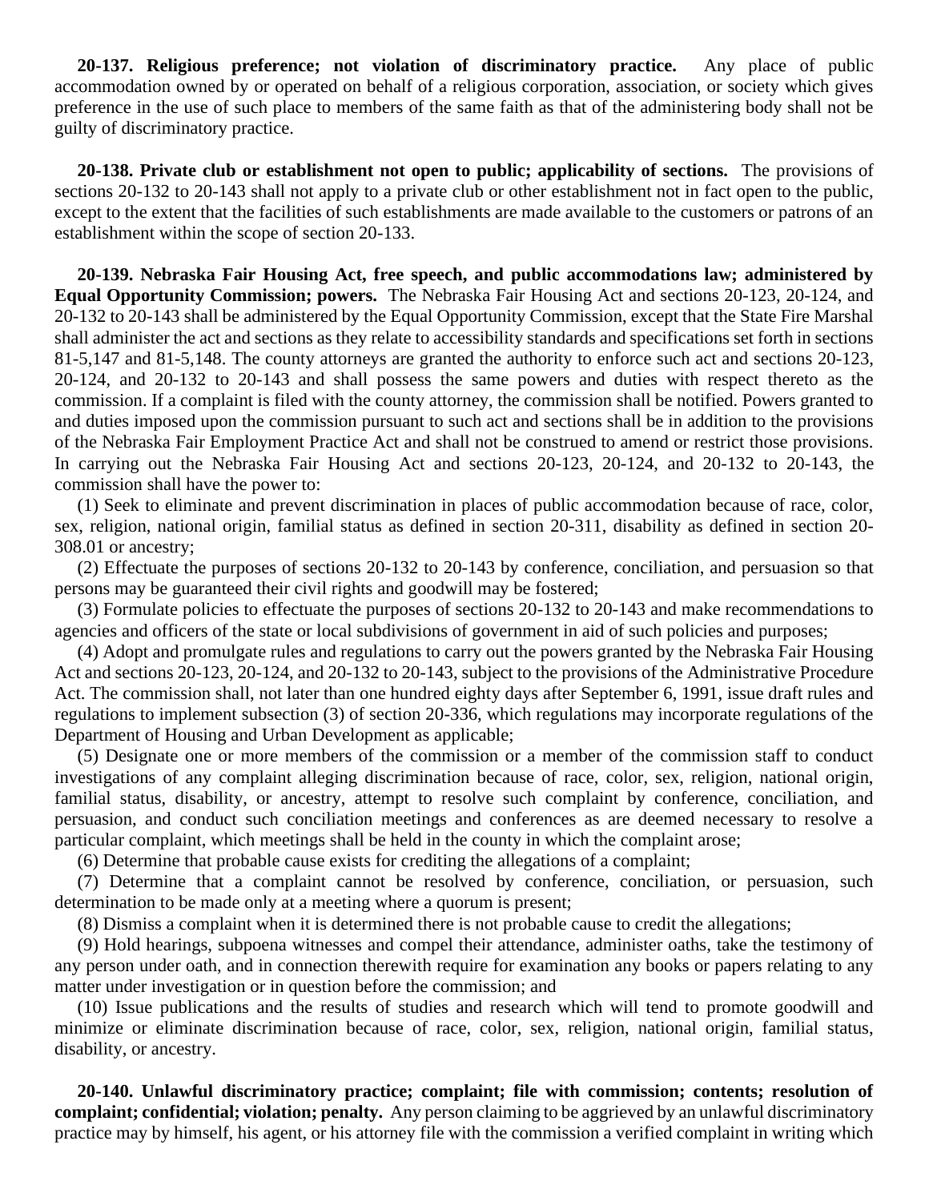**20-137. Religious preference; not violation of discriminatory practice.** Any place of public accommodation owned by or operated on behalf of a religious corporation, association, or society which gives preference in the use of such place to members of the same faith as that of the administering body shall not be guilty of discriminatory practice.

**20-138. Private club or establishment not open to public; applicability of sections.** The provisions of sections 20-132 to 20-143 shall not apply to a private club or other establishment not in fact open to the public, except to the extent that the facilities of such establishments are made available to the customers or patrons of an establishment within the scope of section 20-133.

**20-139. Nebraska Fair Housing Act, free speech, and public accommodations law; administered by Equal Opportunity Commission; powers.** The Nebraska Fair Housing Act and sections 20-123, 20-124, and 20-132 to 20-143 shall be administered by the Equal Opportunity Commission, except that the State Fire Marshal shall administer the act and sections as they relate to accessibility standards and specifications set forth in sections 81-5,147 and 81-5,148. The county attorneys are granted the authority to enforce such act and sections 20-123, 20-124, and 20-132 to 20-143 and shall possess the same powers and duties with respect thereto as the commission. If a complaint is filed with the county attorney, the commission shall be notified. Powers granted to and duties imposed upon the commission pursuant to such act and sections shall be in addition to the provisions of the Nebraska Fair Employment Practice Act and shall not be construed to amend or restrict those provisions. In carrying out the Nebraska Fair Housing Act and sections 20-123, 20-124, and 20-132 to 20-143, the commission shall have the power to:

(1) Seek to eliminate and prevent discrimination in places of public accommodation because of race, color, sex, religion, national origin, familial status as defined in section 20-311, disability as defined in section 20-308.01 or ancestry;

(2) Effectuate the purposes of sections 20-132 to 20-143 by conference, conciliation, and persuasion so that persons may be guaranteed their civil rights and goodwill may be fostered;

(3) Formulate policies to effectuate the purposes of sections 20-132 to 20-143 and make recommendations to agencies and officers of the state or local subdivisions of government in aid of such policies and purposes;

(4) Adopt and promulgate rules and regulations to carry out the powers granted by the Nebraska Fair Housing Act and sections 20-123, 20-124, and 20-132 to 20-143, subject to the provisions of the Administrative Procedure Act. The commission shall, not later than one hundred eighty days after September 6, 1991, issue draft rules and regulations to implement subsection (3) of section 20-336, which regulations may incorporate regulations of the Department of Housing and Urban Development as applicable;

(5) Designate one or more members of the commission or a member of the commission staff to conduct investigations of any complaint alleging discrimination because of race, color, sex, religion, national origin, familial status, disability, or ancestry, attempt to resolve such complaint by conference, conciliation, and persuasion, and conduct such conciliation meetings and conferences as are deemed necessary to resolve a particular complaint, which meetings shall be held in the county in which the complaint arose;

(6) Determine that probable cause exists for crediting the allegations of a complaint;

(7) Determine that a complaint cannot be resolved by conference, conciliation, or persuasion, such determination to be made only at a meeting where a quorum is present;

(8) Dismiss a complaint when it is determined there is not probable cause to credit the allegations;

(9) Hold hearings, subpoena witnesses and compel their attendance, administer oaths, take the testimony of any person under oath, and in connection therewith require for examination any books or papers relating to any matter under investigation or in question before the commission; and

(10) Issue publications and the results of studies and research which will tend to promote goodwill and minimize or eliminate discrimination because of race, color, sex, religion, national origin, familial status, disability, or ancestry.

**20-140. Unlawful discriminatory practice; complaint; file with commission; contents; resolution of complaint; confidential; violation; penalty.** Any person claiming to be aggrieved by an unlawful discriminatory practice may by himself, his agent, or his attorney file with the commission a verified complaint in writing which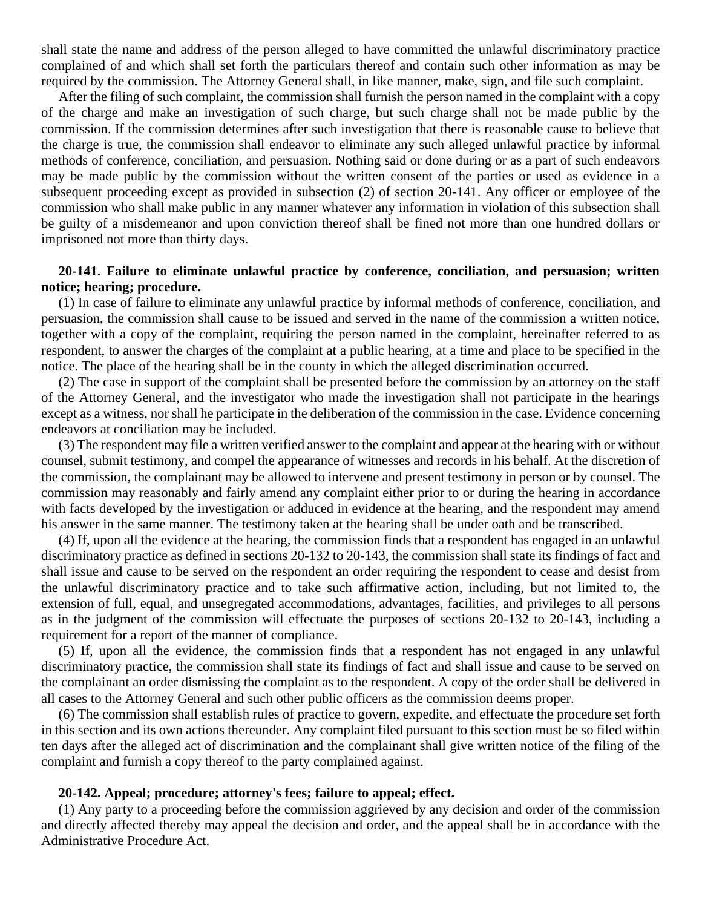shall state the name and address of the person alleged to have committed the unlawful discriminatory practice complained of and which shall set forth the particulars thereof and contain such other information as may be required by the commission. The Attorney General shall, in like manner, make, sign, and file such complaint.

After the filing of such complaint, the commission shall furnish the person named in the complaint with a copy of the charge and make an investigation of such charge, but such charge shall not be made public by the commission. If the commission determines after such investigation that there is reasonable cause to believe that the charge is true, the commission shall endeavor to eliminate any such alleged unlawful practice by informal methods of conference, conciliation, and persuasion. Nothing said or done during or as a part of such endeavors may be made public by the commission without the written consent of the parties or used as evidence in a subsequent proceeding except as provided in subsection (2) of section 20-141. Any officer or employee of the commission who shall make public in any manner whatever any information in violation of this subsection shall be guilty of a misdemeanor and upon conviction thereof shall be fined not more than one hundred dollars or imprisoned not more than thirty days.

**20-141. Failure to eliminate unlawful practice by conference, conciliation, and persuasion; written notice; hearing; procedure.**

(1) In case of failure to eliminate any unlawful practice by informal methods of conference, conciliation, and persuasion, the commission shall cause to be issued and served in the name of the commission a written notice, together with a copy of the complaint, requiring the person named in the complaint, hereinafter referred to as respondent, to answer the charges of the complaint at a public hearing, at a time and place to be specified in the notice. The place of the hearing shall be in the county in which the alleged discrimination occurred.

(2) The case in support of the complaint shall be presented before the commission by an attorney on the staff of the Attorney General, and the investigator who made the investigation shall not participate in the hearings except as a witness, nor shall he participate in the deliberation of the commission in the case. Evidence concerning endeavors at conciliation may be included.

(3) The respondent may file a written verified answer to the complaint and appear at the hearing with or without counsel, submit testimony, and compel the appearance of witnesses and records in his behalf. At the discretion of the commission, the complainant may be allowed to intervene and present testimony in person or by counsel. The commission may reasonably and fairly amend any complaint either prior to or during the hearing in accordance with facts developed by the investigation or adduced in evidence at the hearing, and the respondent may amend his answer in the same manner. The testimony taken at the hearing shall be under oath and be transcribed.

(4) If, upon all the evidence at the hearing, the commission finds that a respondent has engaged in an unlawful discriminatory practice as defined in sections 20-132 to 20-143, the commission shall state its findings of fact and shall issue and cause to be served on the respondent an order requiring the respondent to cease and desist from the unlawful discriminatory practice and to take such affirmative action, including, but not limited to, the extension of full, equal, and unsegregated accommodations, advantages, facilities, and privileges to all persons as in the judgment of the commission will effectuate the purposes of sections 20-132 to 20-143, including a requirement for a report of the manner of compliance.

(5) If, upon all the evidence, the commission finds that a respondent has not engaged in any unlawful discriminatory practice, the commission shall state its findings of fact and shall issue and cause to be served on the complainant an order dismissing the complaint as to the respondent. A copy of the order shall be delivered in all cases to the Attorney General and such other public officers as the commission deems proper.

(6) The commission shall establish rules of practice to govern, expedite, and effectuate the procedure set forth in this section and its own actions thereunder. Any complaint filed pursuant to this section must be so filed within ten days after the alleged act of discrimination and the complainant shall give written notice of the filing of the complaint and furnish a copy thereof to the party complained against.

**20-142. Appeal; procedure; attorney's fees; failure to appeal; effect.**

(1) Any party to a proceeding before the commission aggrieved by any decision and order of the commission and directly affected thereby may appeal the decision and order, and the appeal shall be in accordance with the Administrative Procedure Act.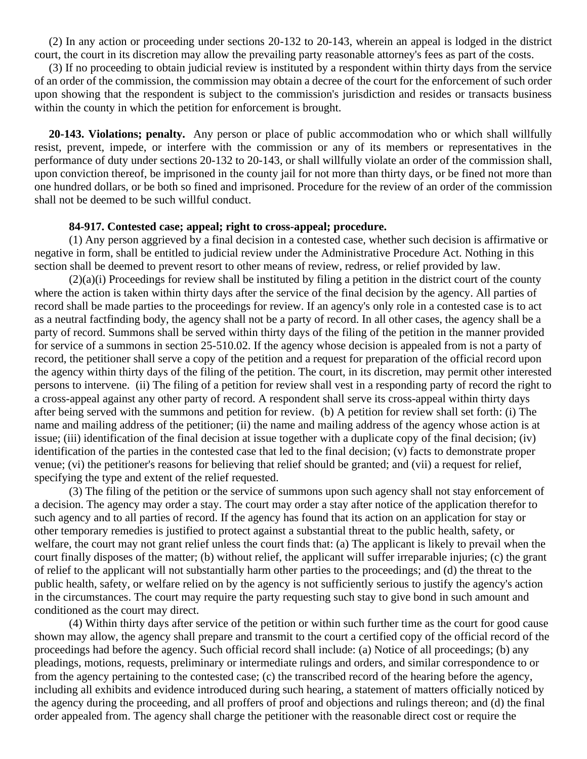(2) In any action or proceeding under sections 20-132 to 20-143, wherein an appeal is lodged in the district court, the court in its discretion may allow the prevailing party reasonable attorney's fees as part of the costs.

(3) If no proceeding to obtain judicial review is instituted by a respondent within thirty days from the service of an order of the commission, the commission may obtain a decree of the court for the enforcement of such order upon showing that the respondent is subject to the commission's jurisdiction and resides or transacts business within the county in which the petition for enforcement is brought.

**20-143. Violations; penalty.** Any person or place of public accommodation who or which shall willfully resist, prevent, impede, or interfere with the commission or any of its members or representatives in the performance of duty under sections 20-132 to 20-143, or shall willfully violate an order of the commission shall, upon conviction thereof, be imprisoned in the county jail for not more than thirty days, or be fined not more than one hundred dollars, or be both so fined and imprisoned. Procedure for the review of an order of the commission shall not be deemed to be such willful conduct.

**84-917. Contested case; appeal; right to cross-appeal; procedure.**

(1) Any person aggrieved by a final decision in a contested case, whether such decision is affirmative or negative in form, shall be entitled to judicial review under the Administrative Procedure Act. Nothing in this section shall be deemed to prevent resort to other means of review, redress, or relief provided by law.

(2)(a)(i) Proceedings for review shall be instituted by filing a petition in the district court of the county where the action is taken within thirty days after the service of the final decision by the agency. All parties of record shall be made parties to the proceedings for review. If an agency's only role in a contested case is to act as a neutral factfinding body, the agency shall not be a party of record. In all other cases, the agency shall be a party of record. Summons shall be served within thirty days of the filing of the petition in the manner provided for service of a summons in section 25-510.02. If the agency whose decision is appealed from is not a party of record, the petitioner shall serve a copy of the petition and a request for preparation of the official record upon the agency within thirty days of the filing of the petition. The court, in its discretion, may permit other interested persons to intervene. (ii) The filing of a petition for review shall vest in a responding party of record the right to a cross-appeal against any other party of record. A respondent shall serve its cross-appeal within thirty days after being served with the summons and petition for review. (b) A petition for review shall set forth: (i) The name and mailing address of the petitioner; (ii) the name and mailing address of the agency whose action is at issue; (iii) identification of the final decision at issue together with a duplicate copy of the final decision; (iv) identification of the parties in the contested case that led to the final decision; (v) facts to demonstrate proper venue; (vi) the petitioner's reasons for believing that relief should be granted; and (vii) a request for relief, specifying the type and extent of the relief requested.

(3) The filing of the petition or the service of summons upon such agency shall not stay enforcement of a decision. The agency may order a stay. The court may order a stay after notice of the application therefor to such agency and to all parties of record. If the agency has found that its action on an application for stay or other temporary remedies is justified to protect against a substantial threat to the public health, safety, or welfare, the court may not grant relief unless the court finds that: (a) The applicant is likely to prevail when the court finally disposes of the matter; (b) without relief, the applicant will suffer irreparable injuries; (c) the grant of relief to the applicant will not substantially harm other parties to the proceedings; and (d) the threat to the public health, safety, or welfare relied on by the agency is not sufficiently serious to justify the agency's action in the circumstances. The court may require the party requesting such stay to give bond in such amount and conditioned as the court may direct.

(4) Within thirty days after service of the petition or within such further time as the court for good cause shown may allow, the agency shall prepare and transmit to the court a certified copy of the official record of the proceedings had before the agency. Such official record shall include: (a) Notice of all proceedings; (b) any pleadings, motions, requests, preliminary or intermediate rulings and orders, and similar correspondence to or from the agency pertaining to the contested case; (c) the transcribed record of the hearing before the agency, including all exhibits and evidence introduced during such hearing, a statement of matters officially noticed by the agency during the proceeding, and all proffers of proof and objections and rulings thereon; and (d) the final order appealed from. The agency shall charge the petitioner with the reasonable direct cost or require the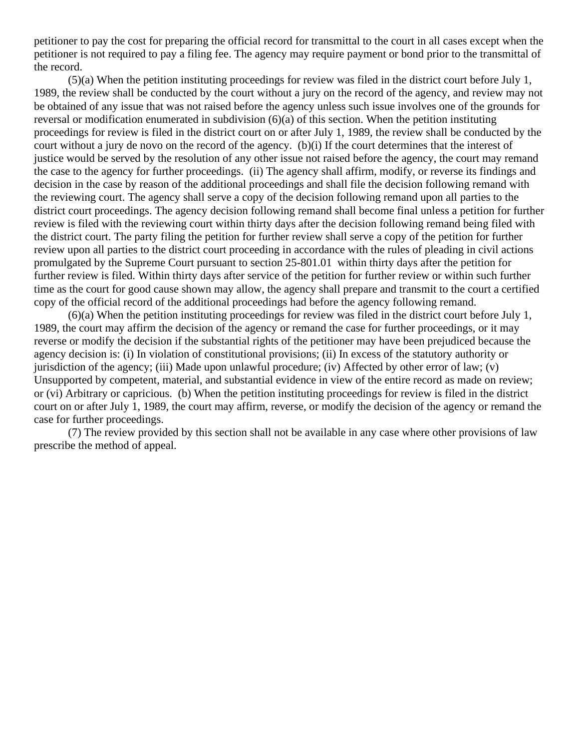petitioner to pay the cost for preparing the official record for transmittal to the court in all cases except when the petitioner is not required to pay a filing fee. The agency may require payment or bond prior to the transmittal of the record.

(5)(a) When the petition instituting proceedings for review was filed in the district court before July 1, 1989, the review shall be conducted by the court without a jury on the record of the agency, and review may not be obtained of any issue that was not raised before the agency unless such issue involves one of the grounds for reversal or modification enumerated in subdivision (6)(a) of this section. When the petition instituting proceedings for review is filed in the district court on or after July 1, 1989, the review shall be conducted by the court without a jury de novo on the record of the agency. (b)(i) If the court determines that the interest of justice would be served by the resolution of any other issue not raised before the agency, the court may remand the case to the agency for further proceedings. (ii) The agency shall affirm, modify, or reverse its findings and decision in the case by reason of the additional proceedings and shall file the decision following remand with the reviewing court. The agency shall serve a copy of the decision following remand upon all parties to the district court proceedings. The agency decision following remand shall become final unless a petition for further review is filed with the reviewing court within thirty days after the decision following remand being filed with the district court. The party filing the petition for further review shall serve a copy of the petition for further review upon all parties to the district court proceeding in accordance with the rules of pleading in civil actions promulgated by the Supreme Court pursuant to section 25-801.01 within thirty days after the petition for further review is filed. Within thirty days after service of the petition for further review or within such further time as the court for good cause shown may allow, the agency shall prepare and transmit to the court a certified copy of the official record of the additional proceedings had before the agency following remand.

(6)(a) When the petition instituting proceedings for review was filed in the district court before July 1, 1989, the court may affirm the decision of the agency or remand the case for further proceedings, or it may reverse or modify the decision if the substantial rights of the petitioner may have been prejudiced because the agency decision is: (i) In violation of constitutional provisions; (ii) In excess of the statutory authority or jurisdiction of the agency; (iii) Made upon unlawful procedure; (iv) Affected by other error of law; (v) Unsupported by competent, material, and substantial evidence in view of the entire record as made on review; or (vi) Arbitrary or capricious. (b) When the petition instituting proceedings for review is filed in the district court on or after July 1, 1989, the court may affirm, reverse, or modify the decision of the agency or remand the case for further proceedings.

(7) The review provided by this section shall not be available in any case where other provisions of law prescribe the method of appeal.